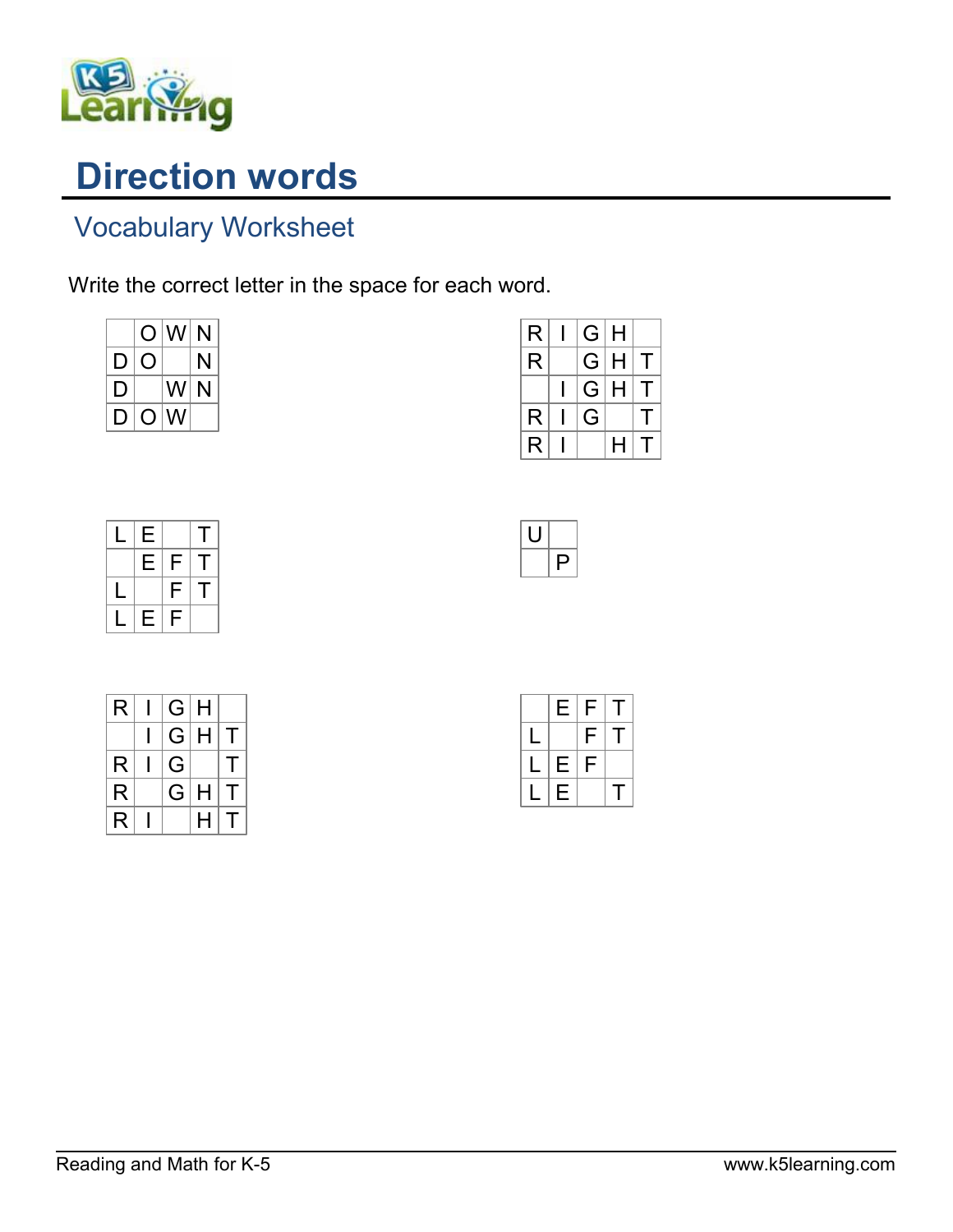# Direction words

## Vocabulary Worksheet

Write the correct letter in the space for each word.

|   |   |   |   |
|---|---|---|---|
|  | O | W | N |
| D | O |  | N |
| D |  | W | N |
| D | O | W |  |

|   |   |   |   |   |
|---|---|---|---|---|
| R | I | G | H |  |
| R |  | G | H | T |
|  | I | G | H | T |
| R | I | G |  | T |
| R | I |  | H | T |

|   |   |   |   |
|---|---|---|---|
| L | E |  | T |
|  | E | F | T |
| L |  | F | T |
| L | E | F |  |

|   |   |
|---|---|
| U |  |
|  | P |

|   |   |   |   |   |
|---|---|---|---|---|
| R | I | G | H |  |
|  | I | G | H | T |
| R | I | G |  | T |
| R |  | G | H | T |
| R | I |  | H | T |

|   |   |   |   |
|---|---|---|---|
|  | E | F | T |
| L |  | F | T |
| L | E | F |  |
| L | E |  | T |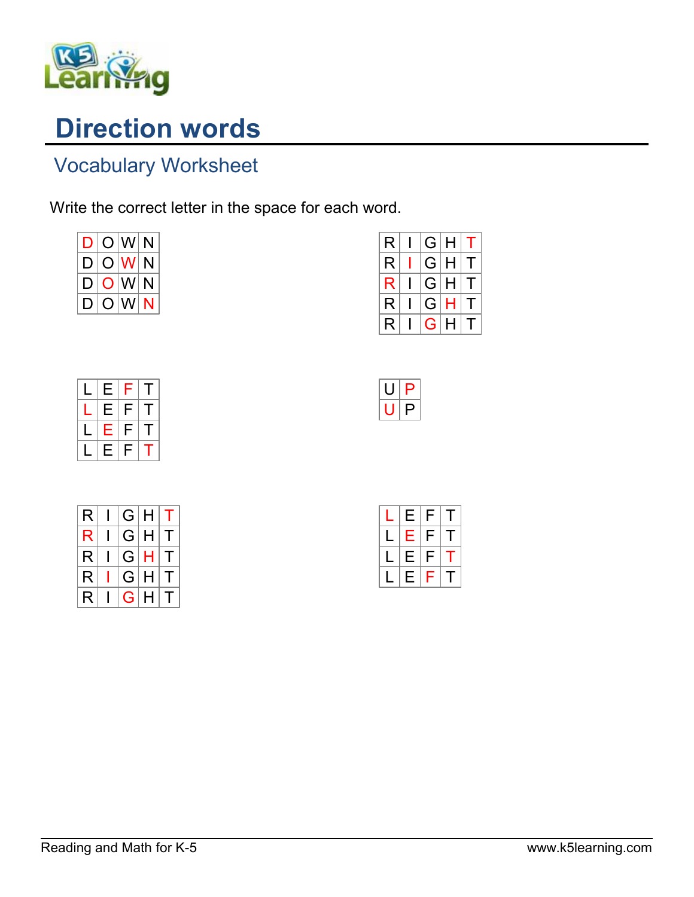# Direction words

## Vocabulary Worksheet

Write the correct letter in the space for each word.

| | | | |
|---|---|---|---|
| D | O | W | N |
| D | O | W | N |
| D | O | W | N |
| D | O | W | N |

| | | | | |
|---|---|---|---|---|
| R | I | G | H | T |
| R | I | G | H | T |
| R | I | G | H | T |
| R | I | G | H | T |
| R | I | G | H | T |

| | | | |
|---|---|---|---|
| L | E | F | T |
| L | E | F | T |
| L | E | F | T |
| L | E | F | T |

| | |
|---|---|
| U | P |
| U | P |

| | | | | |
|---|---|---|---|---|
| R | I | G | H | T |
| R | I | G | H | T |
| R | I | G | H | T |
| R | I | G | H | T |
| R | I | G | H | T |

| | | | |
|---|---|---|---|
| L | E | F | T |
| L | E | F | T |
| L | E | F | T |
| L | E | F | T |